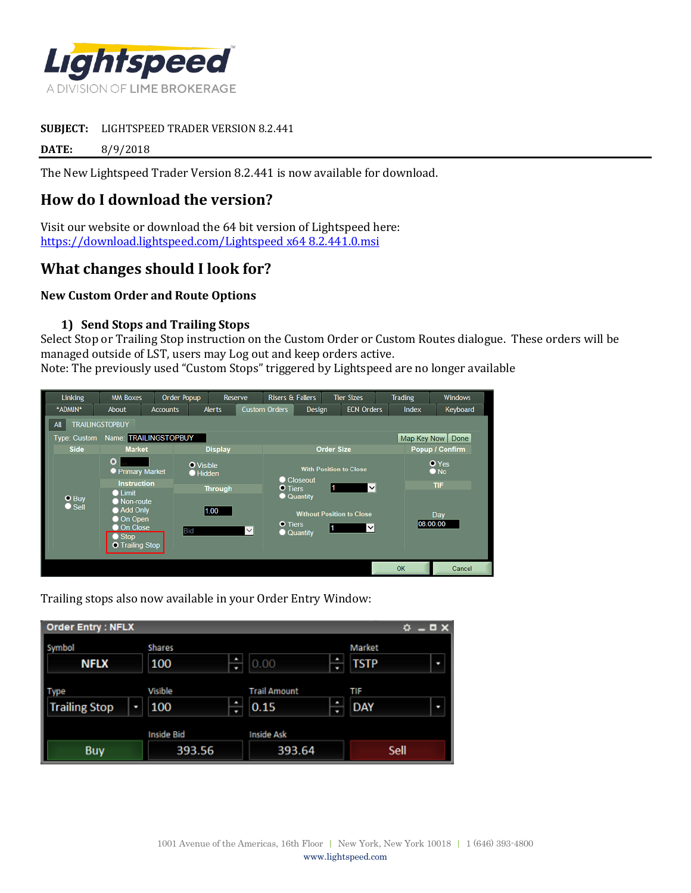**SUBJECT:** LIGHTSPEED TRADER VERSION 8.2.441

**DATE:** 8/9/2018

The New Lightspeed Trader Version 8.2.441 is now available for download.

## How do I download the version?

Visit our website or download the 64 bit version of Lightspeed here:
https://download.lightspeed.com/Lightspeed x64 8.2.441.0.msi

## What changes should I look for?

### New Custom Order and Route Options

#### 1) Send Stops and Trailing Stops

Select Stop or Trailing Stop instruction on the Custom Order or Custom Routes dialogue. These orders will be managed outside of LST, users may Log out and keep orders active.
Note: The previously used "Custom Stops" triggered by Lightspeed are no longer available

Trailing stops also now available in your Order Entry Window: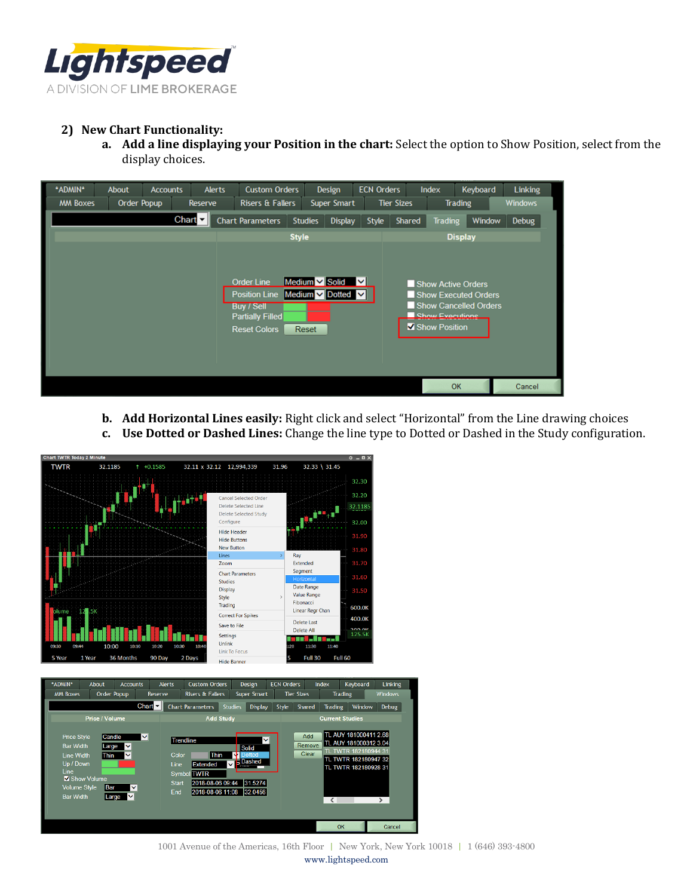2) **New Chart Functionality:**

   a. **Add a line displaying your Position in the chart:** Select the option to Show Position, select from the display choices.

   b. **Add Horizontal Lines easily:** Right click and select "Horizontal" from the Line drawing choices

   c. **Use Dotted or Dashed Lines:** Change the line type to Dotted or Dashed in the Study configuration.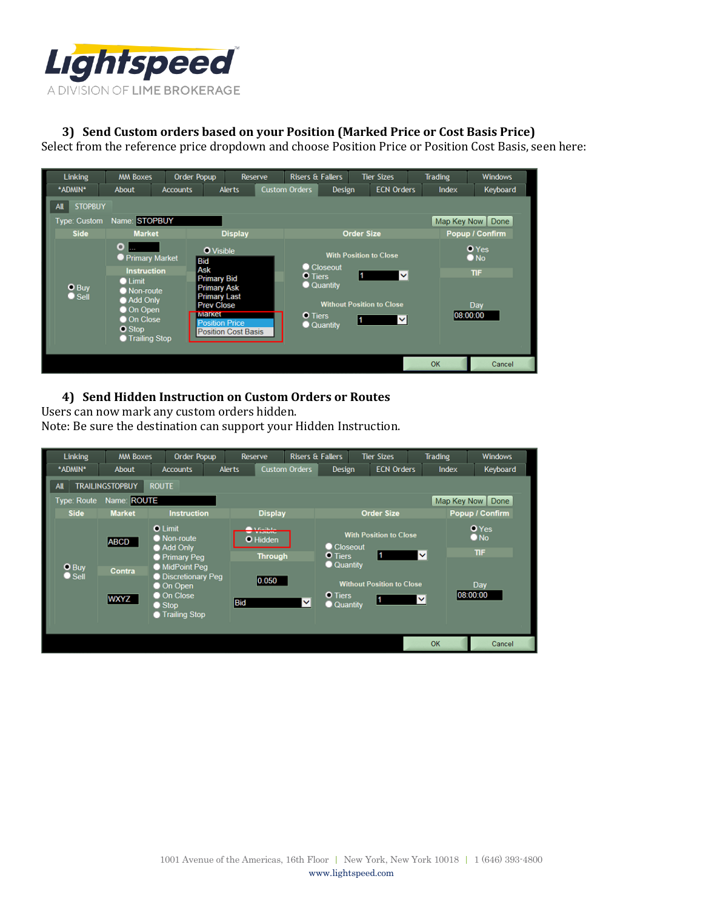### 3) Send Custom orders based on your Position (Marked Price or Cost Basis Price)

Select from the reference price dropdown and choose Position Price or Position Cost Basis, seen here:

### 4) Send Hidden Instruction on Custom Orders or Routes

Users can now mark any custom orders hidden.
Note: Be sure the destination can support your Hidden Instruction.